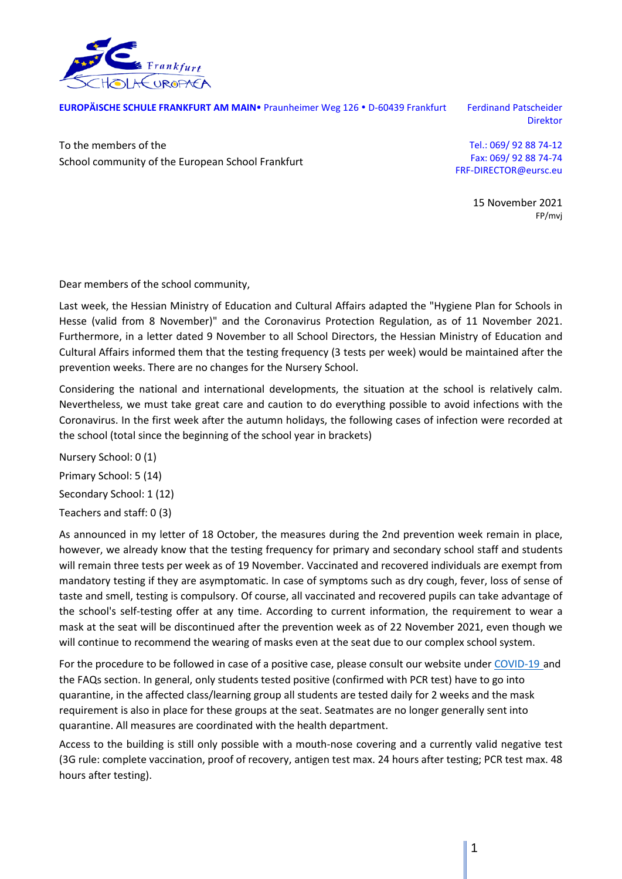**EUROPÄISCHE SCHULE FRANKFURT AM MAIN**• Praunheimer Weg 126 • D-60439 Frankfurt

Ferdinand Patscheider
Direktor

To the members of the
School community of the European School Frankfurt

Tel.: 069/ 92 88 74-12
Fax: 069/ 92 88 74-74
FRF-DIRECTOR@eursc.eu

15 November 2021
FP/mvj

Dear members of the school community,

Last week, the Hessian Ministry of Education and Cultural Affairs adapted the "Hygiene Plan for Schools in Hesse (valid from 8 November)" and the Coronavirus Protection Regulation, as of 11 November 2021. Furthermore, in a letter dated 9 November to all School Directors, the Hessian Ministry of Education and Cultural Affairs informed them that the testing frequency (3 tests per week) would be maintained after the prevention weeks. There are no changes for the Nursery School.

Considering the national and international developments, the situation at the school is relatively calm. Nevertheless, we must take great care and caution to do everything possible to avoid infections with the Coronavirus. In the first week after the autumn holidays, the following cases of infection were recorded at the school (total since the beginning of the school year in brackets)

Nursery School: 0 (1)

Primary School: 5 (14)

Secondary School: 1 (12)

Teachers and staff: 0 (3)

As announced in my letter of 18 October, the measures during the 2nd prevention week remain in place, however, we already know that the testing frequency for primary and secondary school staff and students will remain three tests per week as of 19 November. Vaccinated and recovered individuals are exempt from mandatory testing if they are asymptomatic. In case of symptoms such as dry cough, fever, loss of sense of taste and smell, testing is compulsory. Of course, all vaccinated and recovered pupils can take advantage of the school's self-testing offer at any time. According to current information, the requirement to wear a mask at the seat will be discontinued after the prevention week as of 22 November 2021, even though we will continue to recommend the wearing of masks even at the seat due to our complex school system.

For the procedure to be followed in case of a positive case, please consult our website under COVID-19 and the FAQs section. In general, only students tested positive (confirmed with PCR test) have to go into quarantine, in the affected class/learning group all students are tested daily for 2 weeks and the mask requirement is also in place for these groups at the seat. Seatmates are no longer generally sent into quarantine. All measures are coordinated with the health department.

Access to the building is still only possible with a mouth-nose covering and a currently valid negative test (3G rule: complete vaccination, proof of recovery, antigen test max. 24 hours after testing; PCR test max. 48 hours after testing).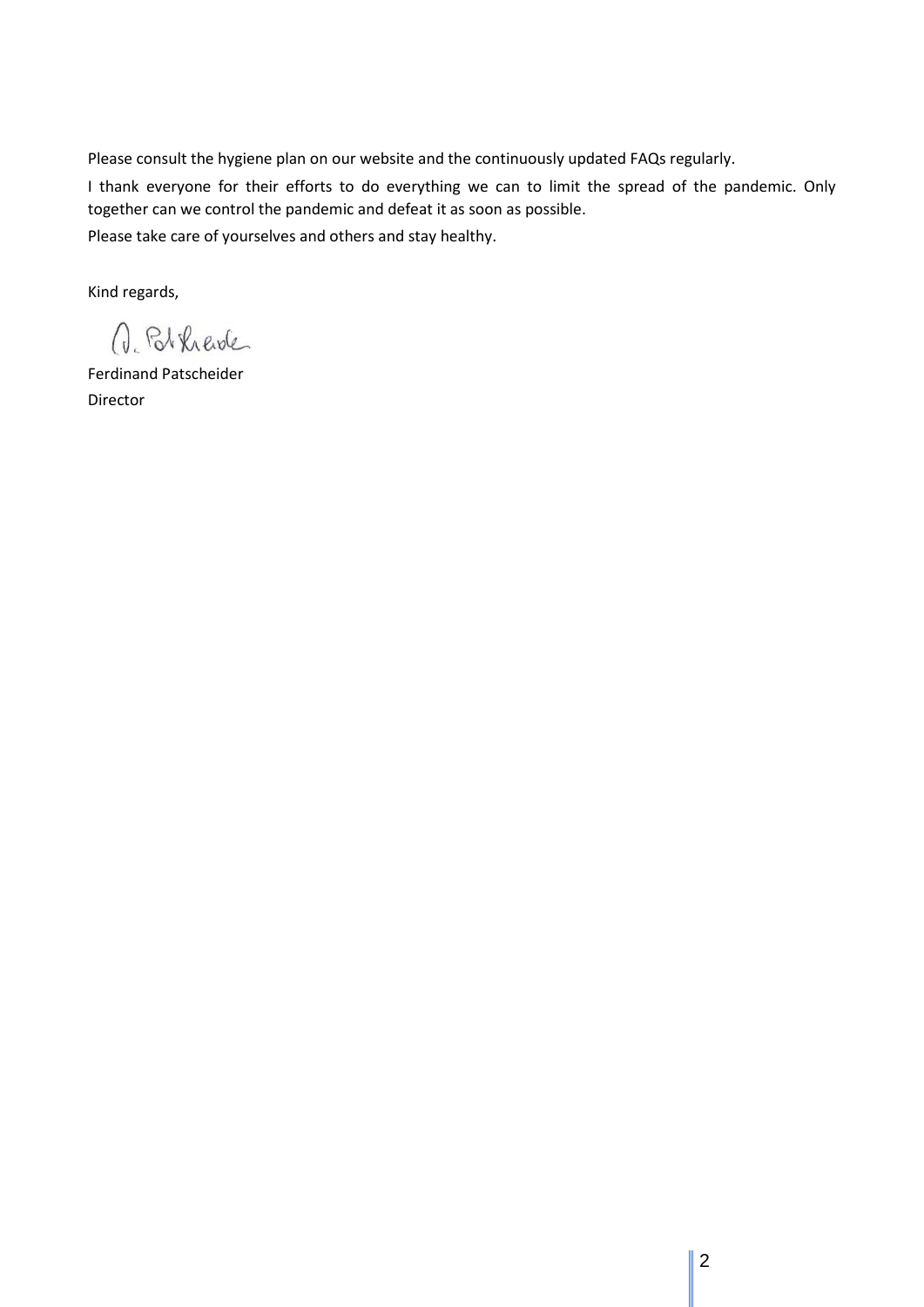Please consult the hygiene plan on our website and the continuously updated FAQs regularly.

I thank everyone for their efforts to do everything we can to limit the spread of the pandemic. Only together can we control the pandemic and defeat it as soon as possible.

Please take care of yourselves and others and stay healthy.

Kind regards,

Ferdinand Patscheider
Director